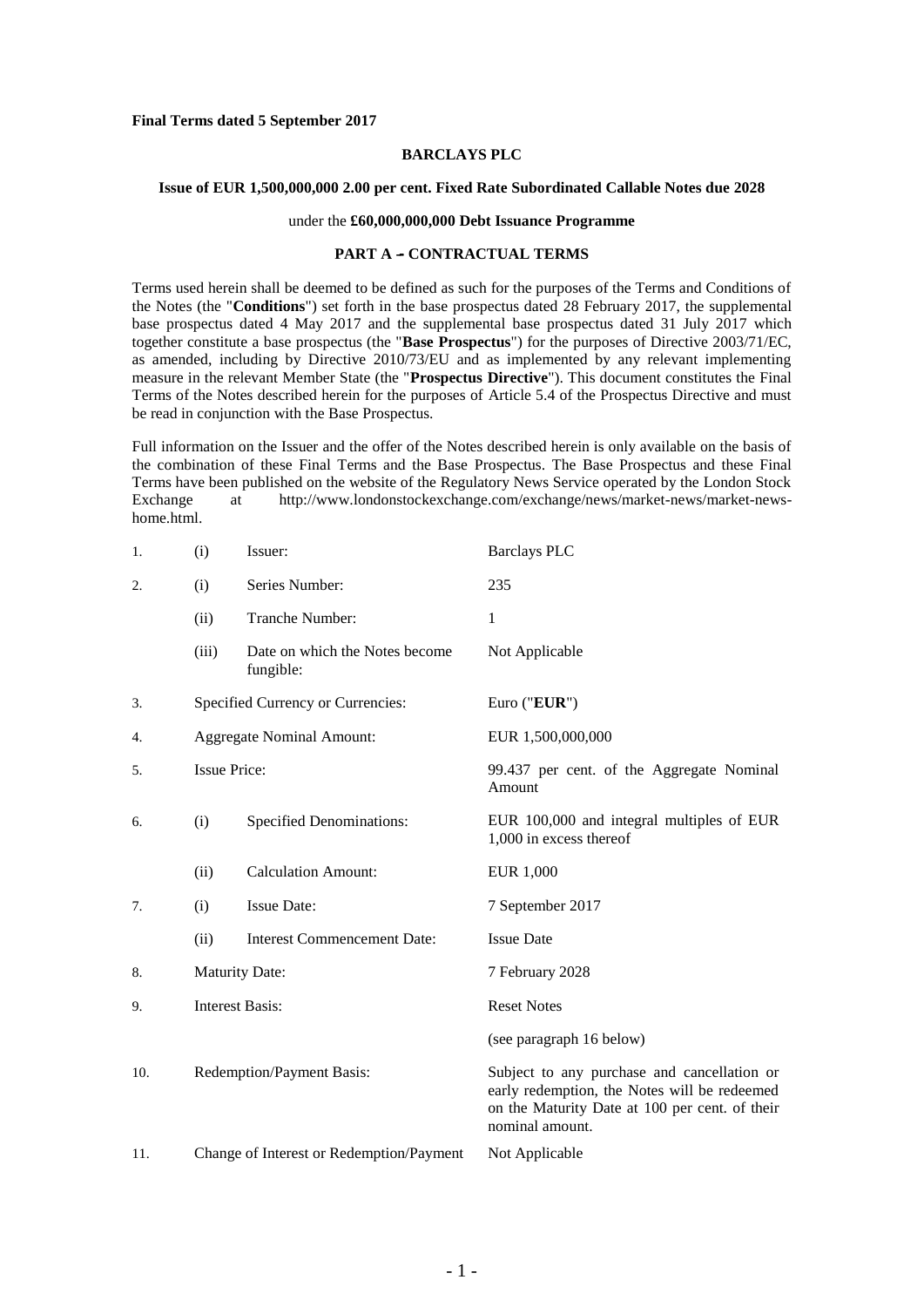**Final Terms dated 5 September 2017**

**BARCLAYS PLC**

**Issue of EUR 1,500,000,000 2.00 per cent. Fixed Rate Subordinated Callable Notes due 2028**

under the **£60,000,000,000 Debt Issuance Programme**

**PART A – CONTRACTUAL TERMS**

Terms used herein shall be deemed to be defined as such for the purposes of the Terms and Conditions of the Notes (the "**Conditions**") set forth in the base prospectus dated 28 February 2017, the supplemental base prospectus dated 4 May 2017 and the supplemental base prospectus dated 31 July 2017 which together constitute a base prospectus (the "**Base Prospectus**") for the purposes of Directive 2003/71/EC, as amended, including by Directive 2010/73/EU and as implemented by any relevant implementing measure in the relevant Member State (the "**Prospectus Directive**"). This document constitutes the Final Terms of the Notes described herein for the purposes of Article 5.4 of the Prospectus Directive and must be read in conjunction with the Base Prospectus.

Full information on the Issuer and the offer of the Notes described herein is only available on the basis of the combination of these Final Terms and the Base Prospectus. The Base Prospectus and these Final Terms have been published on the website of the Regulatory News Service operated by the London Stock Exchange at http://www.londonstockexchange.com/exchange/news/market-news/market-news-home.html.

| | | | |
|---|---|---|---|
| 1. | (i) | Issuer: | Barclays PLC |
| 2. | (i) | Series Number: | 235 |
| | (ii) | Tranche Number: | 1 |
| | (iii) | Date on which the Notes become fungible: | Not Applicable |
| 3. | | Specified Currency or Currencies: | Euro ("**EUR**") |
| 4. | | Aggregate Nominal Amount: | EUR 1,500,000,000 |
| 5. | | Issue Price: | 99.437 per cent. of the Aggregate Nominal Amount |
| 6. | (i) | Specified Denominations: | EUR 100,000 and integral multiples of EUR 1,000 in excess thereof |
| | (ii) | Calculation Amount: | EUR 1,000 |
| 7. | (i) | Issue Date: | 7 September 2017 |
| | (ii) | Interest Commencement Date: | Issue Date |
| 8. | | Maturity Date: | 7 February 2028 |
| 9. | | Interest Basis: | Reset Notes<br><br>(see paragraph 16 below) |
| 10. | | Redemption/Payment Basis: | Subject to any purchase and cancellation or early redemption, the Notes will be redeemed on the Maturity Date at 100 per cent. of their nominal amount. |
| 11. | | Change of Interest or Redemption/Payment | Not Applicable |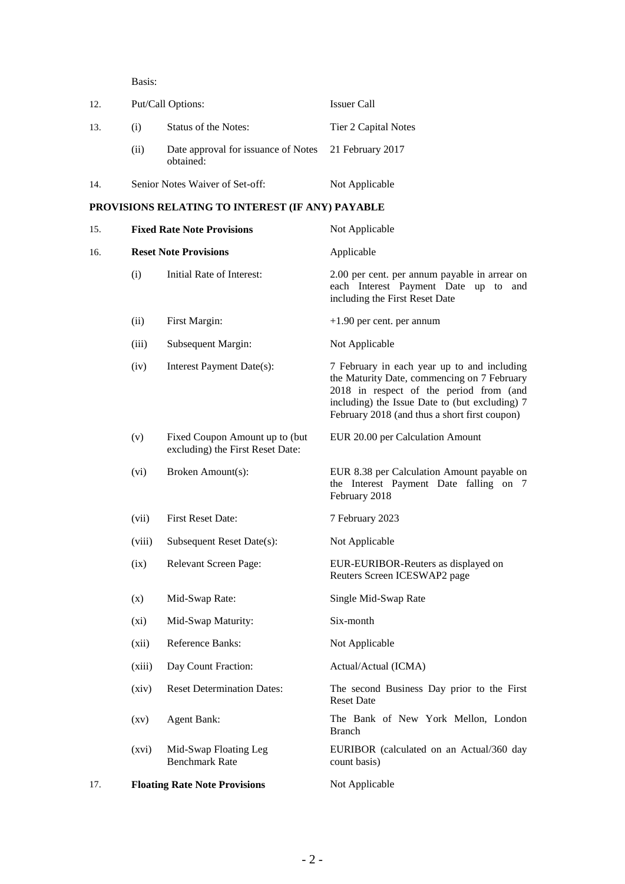Basis:

| | | | |
|---|---|---|---|
| 12. | Put/Call Options: | | Issuer Call |
| 13. | (i) | Status of the Notes: | Tier 2 Capital Notes |
| | (ii) | Date approval for issuance of Notes obtained: | 21 February 2017 |
| 14. | Senior Notes Waiver of Set-off: | | Not Applicable |

**PROVISIONS RELATING TO INTEREST (IF ANY) PAYABLE**

| | | | |
|---|---|---|---|
| 15. | **Fixed Rate Note Provisions** | | Not Applicable |
| 16. | **Reset Note Provisions** | | Applicable |
| | (i) | Initial Rate of Interest: | 2.00 per cent. per annum payable in arrear on each Interest Payment Date up to and including the First Reset Date |
| | (ii) | First Margin: | +1.90 per cent. per annum |
| | (iii) | Subsequent Margin: | Not Applicable |
| | (iv) | Interest Payment Date(s): | 7 February in each year up to and including the Maturity Date, commencing on 7 February 2018 in respect of the period from (and including) the Issue Date to (but excluding) 7 February 2018 (and thus a short first coupon) |
| | (v) | Fixed Coupon Amount up to (but excluding) the First Reset Date: | EUR 20.00 per Calculation Amount |
| | (vi) | Broken Amount(s): | EUR 8.38 per Calculation Amount payable on the Interest Payment Date falling on 7 February 2018 |
| | (vii) | First Reset Date: | 7 February 2023 |
| | (viii) | Subsequent Reset Date(s): | Not Applicable |
| | (ix) | Relevant Screen Page: | EUR-EURIBOR-Reuters as displayed on Reuters Screen ICESWAP2 page |
| | (x) | Mid-Swap Rate: | Single Mid-Swap Rate |
| | (xi) | Mid-Swap Maturity: | Six-month |
| | (xii) | Reference Banks: | Not Applicable |
| | (xiii) | Day Count Fraction: | Actual/Actual (ICMA) |
| | (xiv) | Reset Determination Dates: | The second Business Day prior to the First Reset Date |
| | (xv) | Agent Bank: | The Bank of New York Mellon, London Branch |
| | (xvi) | Mid-Swap Floating Leg Benchmark Rate | EURIBOR (calculated on an Actual/360 day count basis) |
| 17. | **Floating Rate Note Provisions** | | Not Applicable |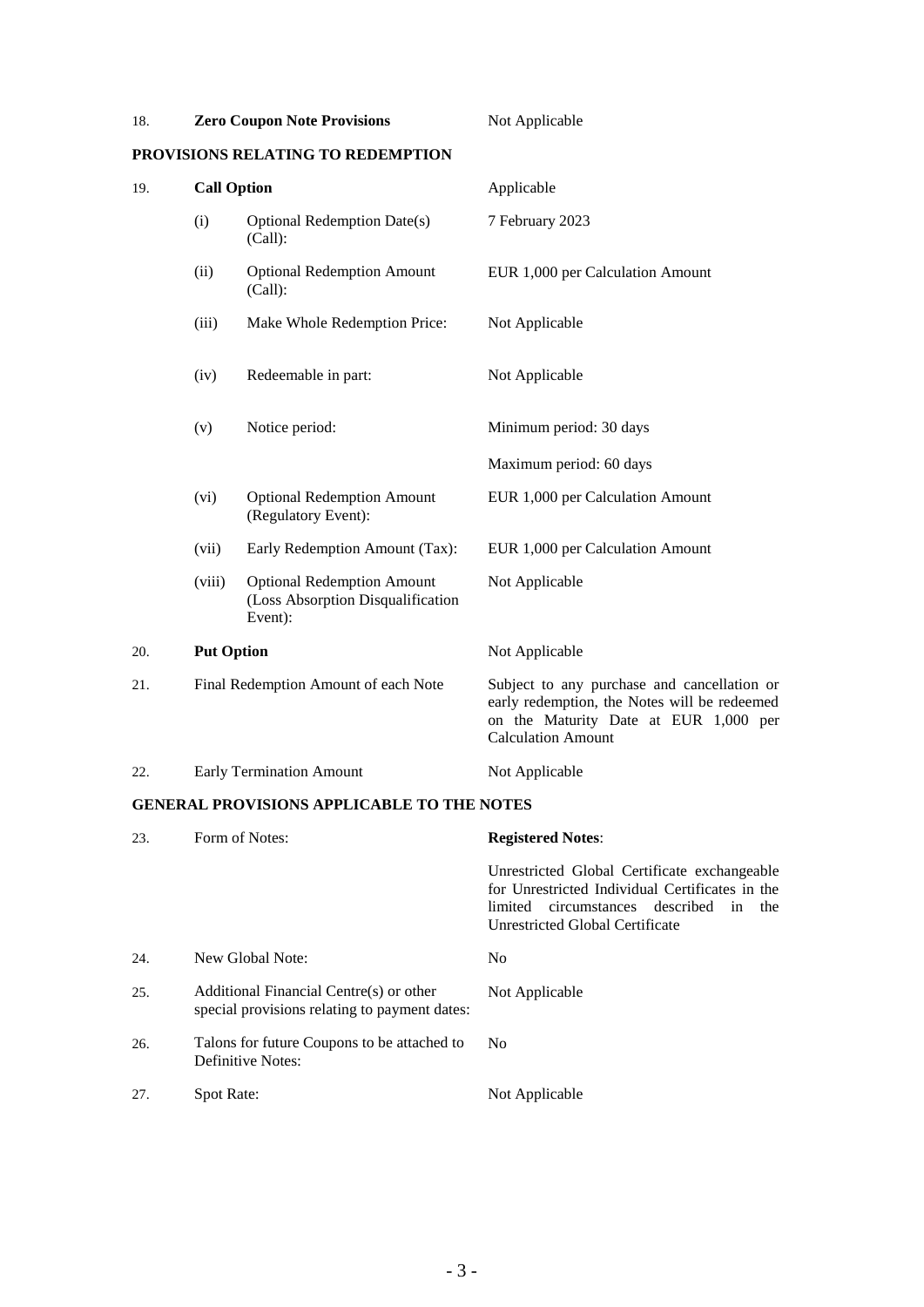| | | | |
|---|---|---|---|
| 18. | **Zero Coupon Note Provisions** | | Not Applicable |

**PROVISIONS RELATING TO REDEMPTION**

| | | | |
|---|---|---|---|
| 19. | **Call Option** | | Applicable |
| | (i) | Optional Redemption Date(s) (Call): | 7 February 2023 |
| | (ii) | Optional Redemption Amount (Call): | EUR 1,000 per Calculation Amount |
| | (iii) | Make Whole Redemption Price: | Not Applicable |
| | (iv) | Redeemable in part: | Not Applicable |
| | (v) | Notice period: | Minimum period: 30 days<br>Maximum period: 60 days |
| | (vi) | Optional Redemption Amount (Regulatory Event): | EUR 1,000 per Calculation Amount |
| | (vii) | Early Redemption Amount (Tax): | EUR 1,000 per Calculation Amount |
| | (viii) | Optional Redemption Amount (Loss Absorption Disqualification Event): | Not Applicable |
| 20. | **Put Option** | | Not Applicable |
| 21. | Final Redemption Amount of each Note | | Subject to any purchase and cancellation or early redemption, the Notes will be redeemed on the Maturity Date at EUR 1,000 per Calculation Amount |
| 22. | Early Termination Amount | | Not Applicable |

**GENERAL PROVISIONS APPLICABLE TO THE NOTES**

| | | |
|---|---|---|
| 23. | Form of Notes: | **Registered Notes**:<br>Unrestricted Global Certificate exchangeable for Unrestricted Individual Certificates in the limited circumstances described in the Unrestricted Global Certificate |
| 24. | New Global Note: | No |
| 25. | Additional Financial Centre(s) or other special provisions relating to payment dates: | Not Applicable |
| 26. | Talons for future Coupons to be attached to Definitive Notes: | No |
| 27. | Spot Rate: | Not Applicable |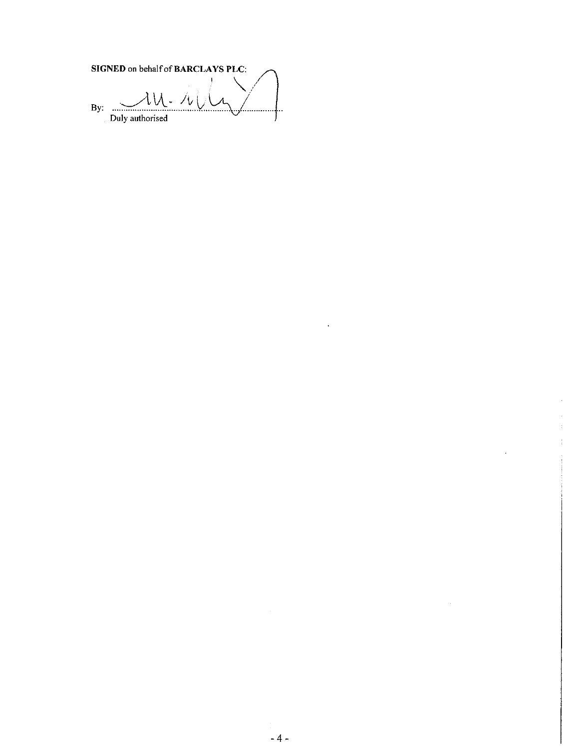**SIGNED** on behalf of **BARCLAYS PLC**:

By: ..........................................................
Duly authorised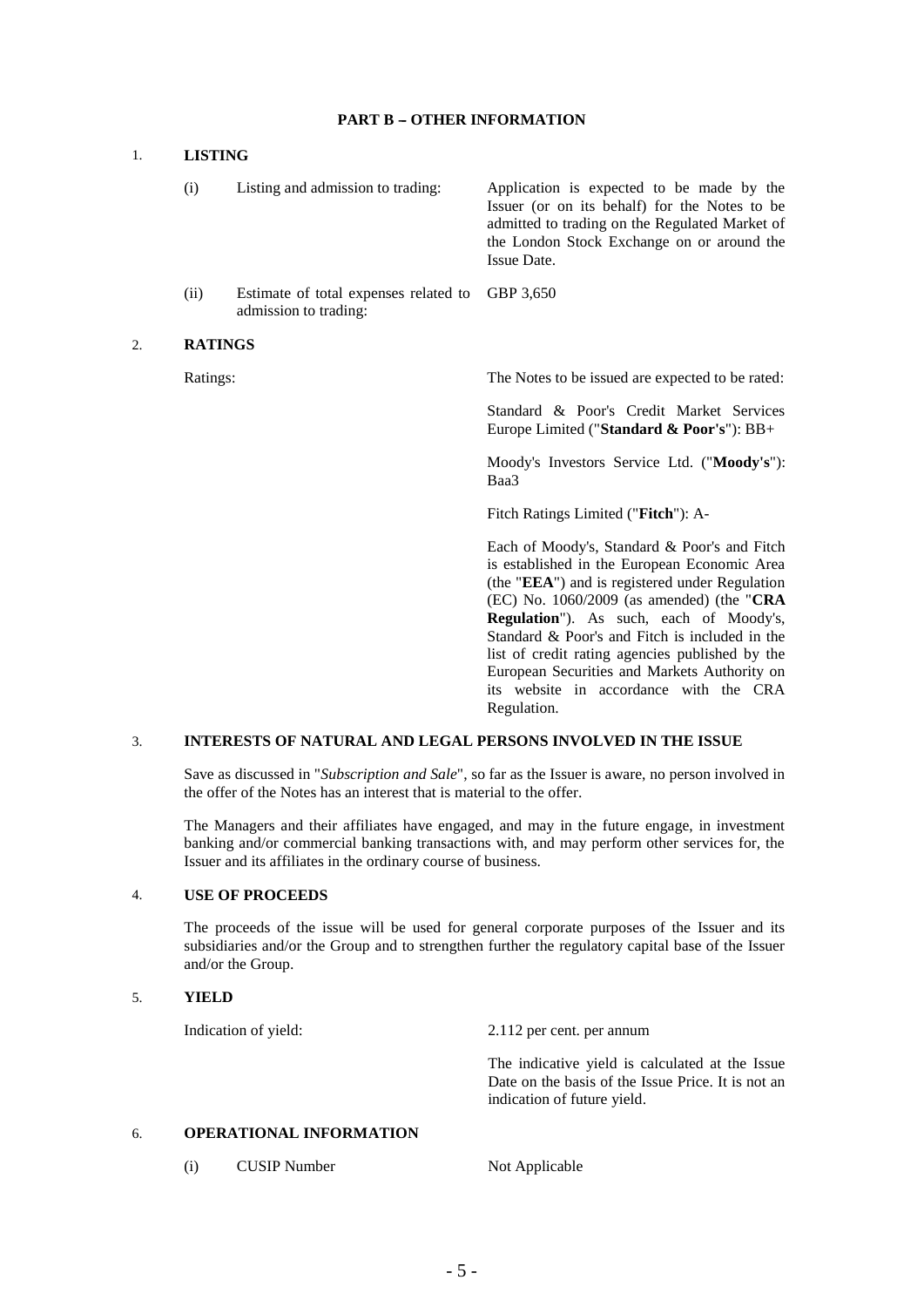## PART B – OTHER INFORMATION

### 1. LISTING

| | | |
|---|---|---|
| (i) | Listing and admission to trading: | Application is expected to be made by the Issuer (or on its behalf) for the Notes to be admitted to trading on the Regulated Market of the London Stock Exchange on or around the Issue Date. |
| (ii) | Estimate of total expenses related to admission to trading: | GBP 3,650 |

### 2. RATINGS

Ratings: The Notes to be issued are expected to be rated:

Standard & Poor's Credit Market Services Europe Limited ("**Standard & Poor's**"): BB+

Moody's Investors Service Ltd. ("**Moody's**"): Baa3

Fitch Ratings Limited ("**Fitch**"): A-

Each of Moody's, Standard & Poor's and Fitch is established in the European Economic Area (the "**EEA**") and is registered under Regulation (EC) No. 1060/2009 (as amended) (the "**CRA Regulation**"). As such, each of Moody's, Standard & Poor's and Fitch is included in the list of credit rating agencies published by the European Securities and Markets Authority on its website in accordance with the CRA Regulation.

### 3. INTERESTS OF NATURAL AND LEGAL PERSONS INVOLVED IN THE ISSUE

Save as discussed in "*Subscription and Sale*", so far as the Issuer is aware, no person involved in the offer of the Notes has an interest that is material to the offer.

The Managers and their affiliates have engaged, and may in the future engage, in investment banking and/or commercial banking transactions with, and may perform other services for, the Issuer and its affiliates in the ordinary course of business.

### 4. USE OF PROCEEDS

The proceeds of the issue will be used for general corporate purposes of the Issuer and its subsidiaries and/or the Group and to strengthen further the regulatory capital base of the Issuer and/or the Group.

### 5. YIELD

Indication of yield: 2.112 per cent. per annum

The indicative yield is calculated at the Issue Date on the basis of the Issue Price. It is not an indication of future yield.

### 6. OPERATIONAL INFORMATION

| | | |
|---|---|---|
| (i) | CUSIP Number | Not Applicable |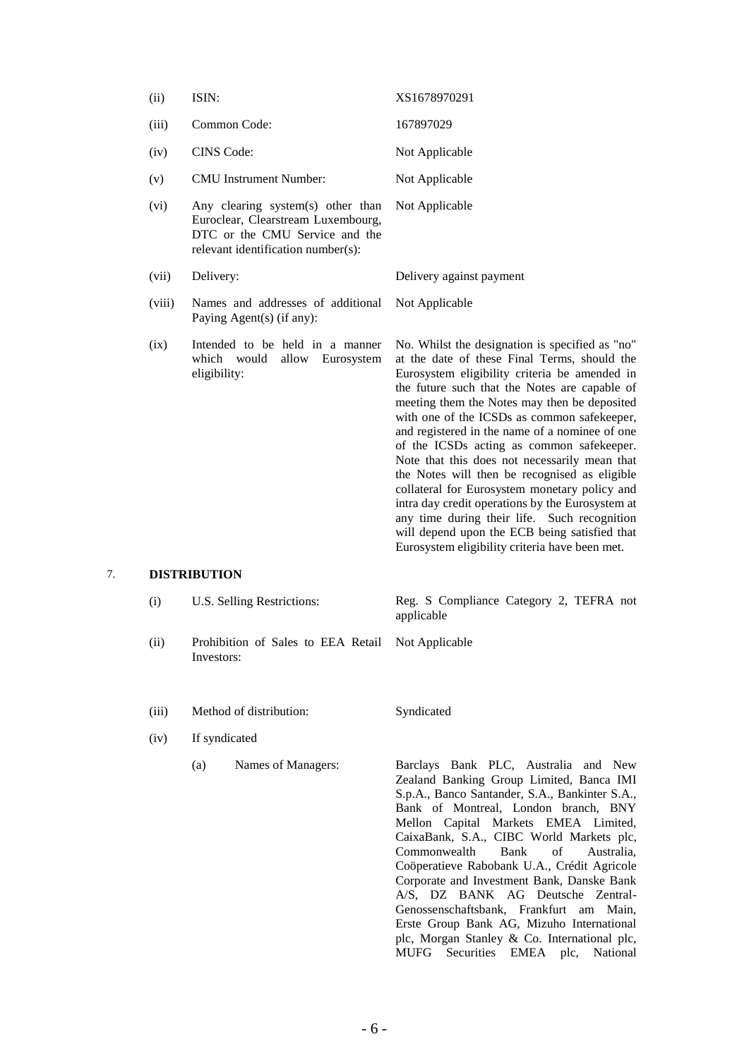| | | |
|---|---|---|
| (ii) | ISIN: | XS1678970291 |
| (iii) | Common Code: | 167897029 |
| (iv) | CINS Code: | Not Applicable |
| (v) | CMU Instrument Number: | Not Applicable |
| (vi) | Any clearing system(s) other than Euroclear, Clearstream Luxembourg, DTC or the CMU Service and the relevant identification number(s): | Not Applicable |
| (vii) | Delivery: | Delivery against payment |
| (viii) | Names and addresses of additional Paying Agent(s) (if any): | Not Applicable |
| (ix) | Intended to be held in a manner which would allow Eurosystem eligibility: | No. Whilst the designation is specified as "no" at the date of these Final Terms, should the Eurosystem eligibility criteria be amended in the future such that the Notes are capable of meeting them the Notes may then be deposited with one of the ICSDs as common safekeeper, and registered in the name of a nominee of one of the ICSDs acting as common safekeeper. Note that this does not necessarily mean that the Notes will then be recognised as eligible collateral for Eurosystem monetary policy and intra day credit operations by the Eurosystem at any time during their life. Such recognition will depend upon the ECB being satisfied that Eurosystem eligibility criteria have been met. |

7. **DISTRIBUTION**

| | | |
|---|---|---|
| (i) | U.S. Selling Restrictions: | Reg. S Compliance Category 2, TEFRA not applicable |
| (ii) | Prohibition of Sales to EEA Retail Investors: | Not Applicable |
| (iii) | Method of distribution: | Syndicated |
| (iv) | If syndicated | |
| | (a) Names of Managers: | Barclays Bank PLC, Australia and New Zealand Banking Group Limited, Banca IMI S.p.A., Banco Santander, S.A., Bankinter S.A., Bank of Montreal, London branch, BNY Mellon Capital Markets EMEA Limited, CaixaBank, S.A., CIBC World Markets plc, Commonwealth Bank of Australia, Coöperatieve Rabobank U.A., Crédit Agricole Corporate and Investment Bank, Danske Bank A/S, DZ BANK AG Deutsche Zentral-Genossenschaftsbank, Frankfurt am Main, Erste Group Bank AG, Mizuho International plc, Morgan Stanley & Co. International plc, MUFG Securities EMEA plc, National |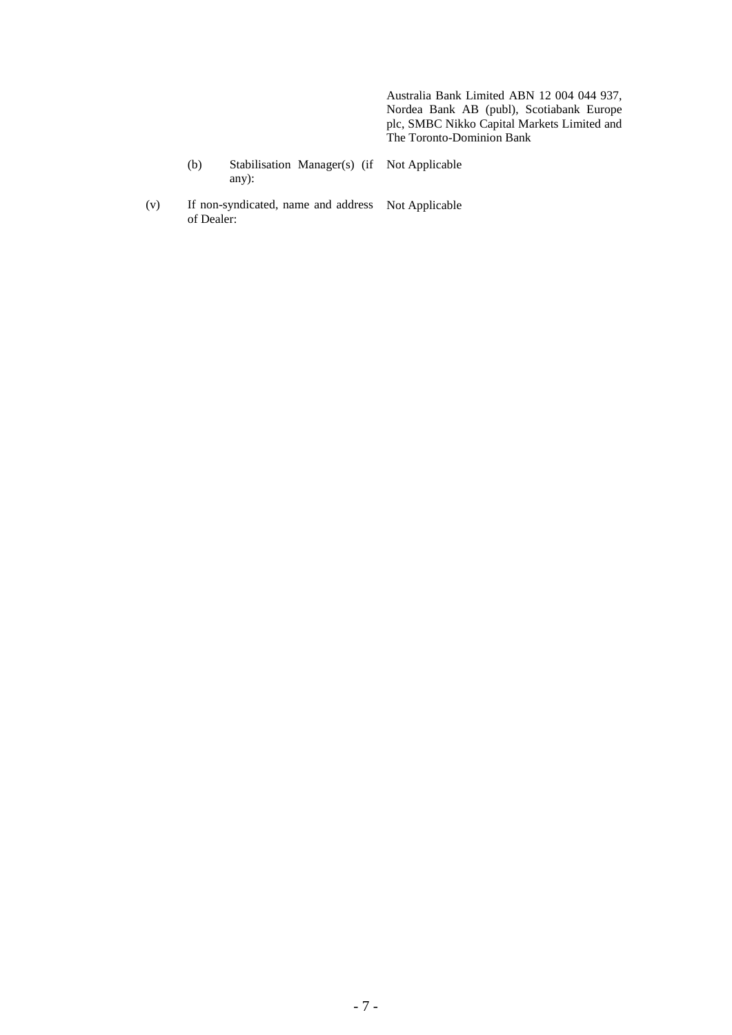| | | | |
|---|---|---|---|
| | | | Australia Bank Limited ABN 12 004 044 937, Nordea Bank AB (publ), Scotiabank Europe plc, SMBC Nikko Capital Markets Limited and The Toronto-Dominion Bank |
| | (b) | Stabilisation Manager(s) (if any): | Not Applicable |
| (v) | If non-syndicated, name and address of Dealer: | | Not Applicable |